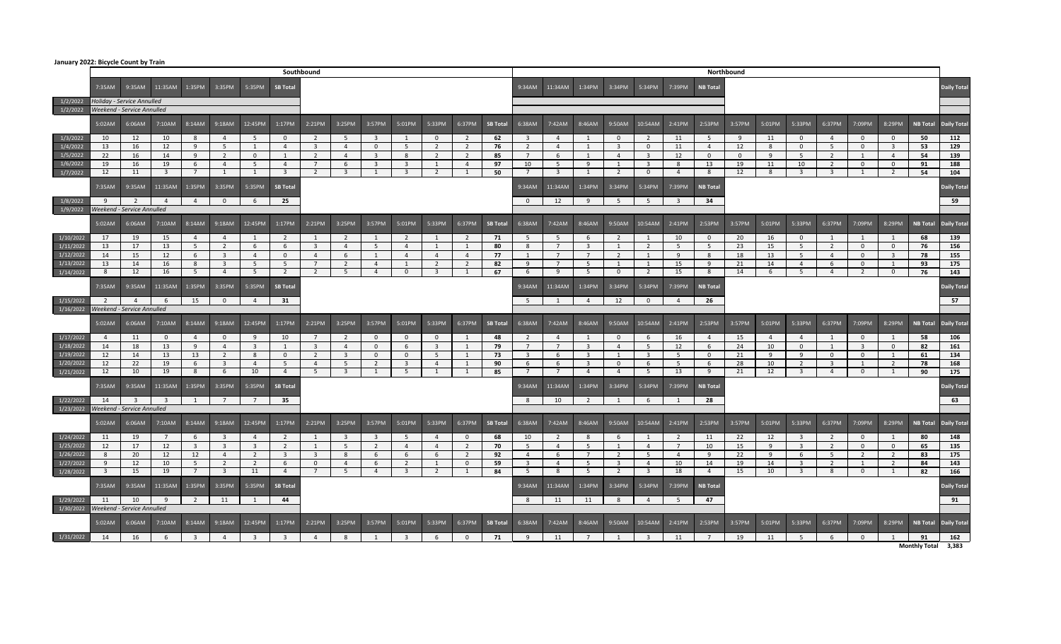**January 2022: Bicycle Count by Train**

| | Southbound | | | | | | | | | | | | | | Northbound | | | | | | | | | | | | | | |
|---|---|---|---|---|---|---|---|---|---|---|---|---|---|---|---|---|---|---|---|---|---|---|---|---|---|---|---|---|---|
| | 7:35AM | 9:35AM | 11:35AM | 1:35PM | 3:35PM | 5:35PM | SB Total | | | | | | | | 9:34AM | 11:34AM | 1:34PM | 3:34PM | 5:34PM | 7:39PM | NB Total | | | | | | | | Daily Total |
| 1/2/2022 | Holiday - Service Annulled | | | | | | | | | | | | | | | | | | | | | | | | | | | | |
| 1/2/2022 | Weekend - Service Annulled | | | | | | | | | | | | | | | | | | | | | | | | | | | | |
| | 5:02AM | 6:06AM | 7:10AM | 8:14AM | 9:18AM | 12:45PM | 1:17PM | 2:21PM | 3:25PM | 3:57PM | 5:01PM | 5:33PM | 6:37PM | SB Total | 6:38AM | 7:42AM | 8:46AM | 9:50AM | 10:54AM | 2:41PM | 2:53PM | 3:57PM | 5:01PM | 5:33PM | 6:37PM | 7:09PM | 8:29PM | NB Total | Daily Total |
| 1/3/2022 | 10 | 12 | 10 | 8 | 4 | 5 | 0 | 2 | 5 | 3 | 1 | 0 | 2 | 62 | 3 | 4 | 1 | 0 | 2 | 11 | 5 | 9 | 11 | 0 | 4 | 0 | 0 | 50 | 112 |
| 1/4/2022 | 13 | 16 | 12 | 9 | 5 | 1 | 4 | 3 | 4 | 0 | 5 | 2 | 2 | 76 | 2 | 4 | 1 | 3 | 0 | 11 | 4 | 12 | 8 | 0 | 5 | 0 | 3 | 53 | 129 |
| 1/5/2022 | 22 | 16 | 14 | 9 | 2 | 0 | 1 | 2 | 4 | 3 | 8 | 2 | 2 | 85 | 7 | 6 | 1 | 4 | 3 | 12 | 0 | 0 | 9 | 5 | 2 | 1 | 4 | 54 | 139 |
| 1/6/2022 | 19 | 16 | 19 | 6 | 4 | 5 | 4 | 7 | 6 | 3 | 3 | 1 | 4 | 97 | 10 | 5 | 9 | 1 | 3 | 8 | 13 | 19 | 11 | 10 | 2 | 0 | 0 | 91 | 188 |
| 1/7/2022 | 12 | 11 | 3 | 7 | 1 | 1 | 3 | 2 | 3 | 1 | 3 | 2 | 1 | 50 | 7 | 3 | 1 | 2 | 0 | 4 | 8 | 12 | 8 | 3 | 3 | 1 | 2 | 54 | 104 |
| | 7:35AM | 9:35AM | 11:35AM | 1:35PM | 3:35PM | 5:35PM | SB Total | | | | | | | | 9:34AM | 11:34AM | 1:34PM | 3:34PM | 5:34PM | 7:39PM | NB Total | | | | | | | | Daily Total |
| 1/8/2022 | 9 | 2 | 4 | 4 | 0 | 6 | 25 | | | | | | | | 0 | 12 | 9 | 5 | 5 | 3 | 34 | | | | | | | | 59 |
| 1/9/2022 | Weekend - Service Annulled | | | | | | | | | | | | | | | | | | | | | | | | | | | | |
| | 5:02AM | 6:06AM | 7:10AM | 8:14AM | 9:18AM | 12:45PM | 1:17PM | 2:21PM | 3:25PM | 3:57PM | 5:01PM | 5:33PM | 6:37PM | SB Total | 6:38AM | 7:42AM | 8:46AM | 9:50AM | 10:54AM | 2:41PM | 2:53PM | 3:57PM | 5:01PM | 5:33PM | 6:37PM | 7:09PM | 8:29PM | NB Total | Daily Total |
| 1/10/2022 | 17 | 19 | 15 | 4 | 4 | 1 | 2 | 1 | 2 | 1 | 2 | 1 | 2 | 71 | 5 | 5 | 6 | 2 | 1 | 10 | 0 | 20 | 16 | 0 | 1 | 1 | 1 | 68 | 139 |
| 1/11/2022 | 13 | 17 | 13 | 5 | 2 | 6 | 6 | 3 | 4 | 5 | 4 | 1 | 1 | 80 | 8 | 7 | 3 | 1 | 2 | 5 | 5 | 23 | 15 | 5 | 2 | 0 | 0 | 76 | 156 |
| 1/12/2022 | 14 | 15 | 12 | 6 | 3 | 4 | 0 | 4 | 6 | 1 | 4 | 4 | 4 | 77 | 1 | 7 | 7 | 2 | 1 | 9 | 8 | 18 | 13 | 5 | 4 | 0 | 3 | 78 | 155 |
| 1/13/2022 | 13 | 14 | 16 | 8 | 3 | 5 | 5 | 7 | 2 | 4 | 1 | 2 | 2 | 82 | 9 | 7 | 5 | 1 | 1 | 15 | 9 | 21 | 14 | 4 | 6 | 0 | 1 | 93 | 175 |
| 1/14/2022 | 8 | 12 | 16 | 5 | 4 | 5 | 2 | 2 | 5 | 4 | 0 | 3 | 1 | 67 | 6 | 9 | 5 | 0 | 2 | 15 | 8 | 14 | 6 | 5 | 4 | 2 | 0 | 76 | 143 |
| | 7:35AM | 9:35AM | 11:35AM | 1:35PM | 3:35PM | 5:35PM | SB Total | | | | | | | | 9:34AM | 11:34AM | 1:34PM | 3:34PM | 5:34PM | 7:39PM | NB Total | | | | | | | | Daily Total |
| 1/15/2022 | 2 | 4 | 6 | 15 | 0 | 4 | 31 | | | | | | | | 5 | 1 | 4 | 12 | 0 | 4 | 26 | | | | | | | | 57 |
| 1/16/2022 | Weekend - Service Annulled | | | | | | | | | | | | | | | | | | | | | | | | | | | | |
| | 5:02AM | 6:06AM | 7:10AM | 8:14AM | 9:18AM | 12:45PM | 1:17PM | 2:21PM | 3:25PM | 3:57PM | 5:01PM | 5:33PM | 6:37PM | SB Total | 6:38AM | 7:42AM | 8:46AM | 9:50AM | 10:54AM | 2:41PM | 2:53PM | 3:57PM | 5:01PM | 5:33PM | 6:37PM | 7:09PM | 8:29PM | NB Total | Daily Total |
| 1/17/2022 | 4 | 11 | 0 | 4 | 0 | 9 | 10 | 7 | 2 | 0 | 0 | 0 | 1 | 48 | 2 | 4 | 1 | 0 | 6 | 16 | 4 | 15 | 4 | 4 | 1 | 0 | 1 | 58 | 106 |
| 1/18/2022 | 14 | 18 | 13 | 9 | 4 | 3 | 1 | 3 | 4 | 0 | 6 | 3 | 1 | 79 | 7 | 7 | 3 | 4 | 5 | 12 | 6 | 24 | 10 | 0 | 1 | 3 | 0 | 82 | 161 |
| 1/19/2022 | 12 | 14 | 13 | 13 | 2 | 8 | 0 | 2 | 3 | 0 | 0 | 5 | 1 | 73 | 3 | 6 | 3 | 1 | 3 | 5 | 0 | 21 | 9 | 9 | 0 | 0 | 1 | 61 | 134 |
| 1/20/2022 | 12 | 22 | 19 | 6 | 3 | 4 | 5 | 4 | 5 | 2 | 3 | 4 | 1 | 90 | 6 | 6 | 3 | 0 | 6 | 5 | 6 | 28 | 10 | 2 | 3 | 1 | 2 | 78 | 168 |
| 1/21/2022 | 12 | 10 | 19 | 8 | 6 | 10 | 4 | 5 | 3 | 1 | 5 | 1 | 1 | 85 | 7 | 7 | 4 | 4 | 5 | 13 | 9 | 21 | 12 | 3 | 4 | 0 | 1 | 90 | 175 |
| | 7:35AM | 9:35AM | 11:35AM | 1:35PM | 3:35PM | 5:35PM | SB Total | | | | | | | | 9:34AM | 11:34AM | 1:34PM | 3:34PM | 5:34PM | 7:39PM | NB Total | | | | | | | | Daily Total |
| 1/22/2022 | 14 | 3 | 3 | 1 | 7 | 7 | 35 | | | | | | | | 8 | 10 | 2 | 1 | 6 | 1 | 28 | | | | | | | | 63 |
| 1/23/2022 | Weekend - Service Annulled | | | | | | | | | | | | | | | | | | | | | | | | | | | | |
| | 5:02AM | 6:06AM | 7:10AM | 8:14AM | 9:18AM | 12:45PM | 1:17PM | 2:21PM | 3:25PM | 3:57PM | 5:01PM | 5:33PM | 6:37PM | SB Total | 6:38AM | 7:42AM | 8:46AM | 9:50AM | 10:54AM | 2:41PM | 2:53PM | 3:57PM | 5:01PM | 5:33PM | 6:37PM | 7:09PM | 8:29PM | NB Total | Daily Total |
| 1/24/2022 | 11 | 19 | 7 | 6 | 3 | 4 | 2 | 1 | 3 | 3 | 5 | 4 | 0 | 68 | 10 | 2 | 8 | 6 | 1 | 2 | 11 | 22 | 12 | 3 | 2 | 0 | 1 | 80 | 148 |
| 1/25/2022 | 12 | 17 | 12 | 3 | 3 | 3 | 2 | 1 | 5 | 2 | 4 | 4 | 2 | 70 | 5 | 4 | 5 | 1 | 4 | 7 | 10 | 15 | 9 | 3 | 2 | 0 | 0 | 65 | 135 |
| 1/26/2022 | 8 | 20 | 12 | 12 | 4 | 2 | 3 | 3 | 8 | 6 | 6 | 6 | 2 | 92 | 4 | 6 | 7 | 2 | 5 | 4 | 9 | 22 | 9 | 6 | 5 | 2 | 2 | 83 | 175 |
| 1/27/2022 | 9 | 12 | 10 | 5 | 2 | 2 | 6 | 0 | 4 | 6 | 2 | 1 | 0 | 59 | 3 | 4 | 5 | 3 | 4 | 10 | 14 | 19 | 14 | 3 | 2 | 1 | 2 | 84 | 143 |
| 1/28/2022 | 3 | 15 | 19 | 7 | 3 | 11 | 4 | 7 | 5 | 4 | 3 | 2 | 1 | 84 | 5 | 8 | 5 | 2 | 3 | 18 | 4 | 15 | 10 | 3 | 8 | 0 | 1 | 82 | 166 |
| | 7:35AM | 9:35AM | 11:35AM | 1:35PM | 3:35PM | 5:35PM | SB Total | | | | | | | | 9:34AM | 11:34AM | 1:34PM | 3:34PM | 5:34PM | 7:39PM | NB Total | | | | | | | | Daily Total |
| 1/29/2022 | 11 | 10 | 9 | 2 | 11 | 1 | 44 | | | | | | | | 8 | 11 | 11 | 8 | 4 | 5 | 47 | | | | | | | | 91 |
| 1/30/2022 | Weekend - Service Annulled | | | | | | | | | | | | | | | | | | | | | | | | | | | | |
| | 5:02AM | 6:06AM | 7:10AM | 8:14AM | 9:18AM | 12:45PM | 1:17PM | 2:21PM | 3:25PM | 3:57PM | 5:01PM | 5:33PM | 6:37PM | SB Total | 6:38AM | 7:42AM | 8:46AM | 9:50AM | 10:54AM | 2:41PM | 2:53PM | 3:57PM | 5:01PM | 5:33PM | 6:37PM | 7:09PM | 8:29PM | NB Total | Daily Total |
| 1/31/2022 | 14 | 16 | 6 | 3 | 4 | 3 | 3 | 4 | 8 | 1 | 3 | 6 | 0 | 71 | 9 | 11 | 7 | 1 | 3 | 11 | 7 | 19 | 11 | 5 | 6 | 0 | 1 | 91 | 162 |
| | | | | | | | | | | | | | | | | | | | | | | | | | | | | Monthly Total | 3,383 |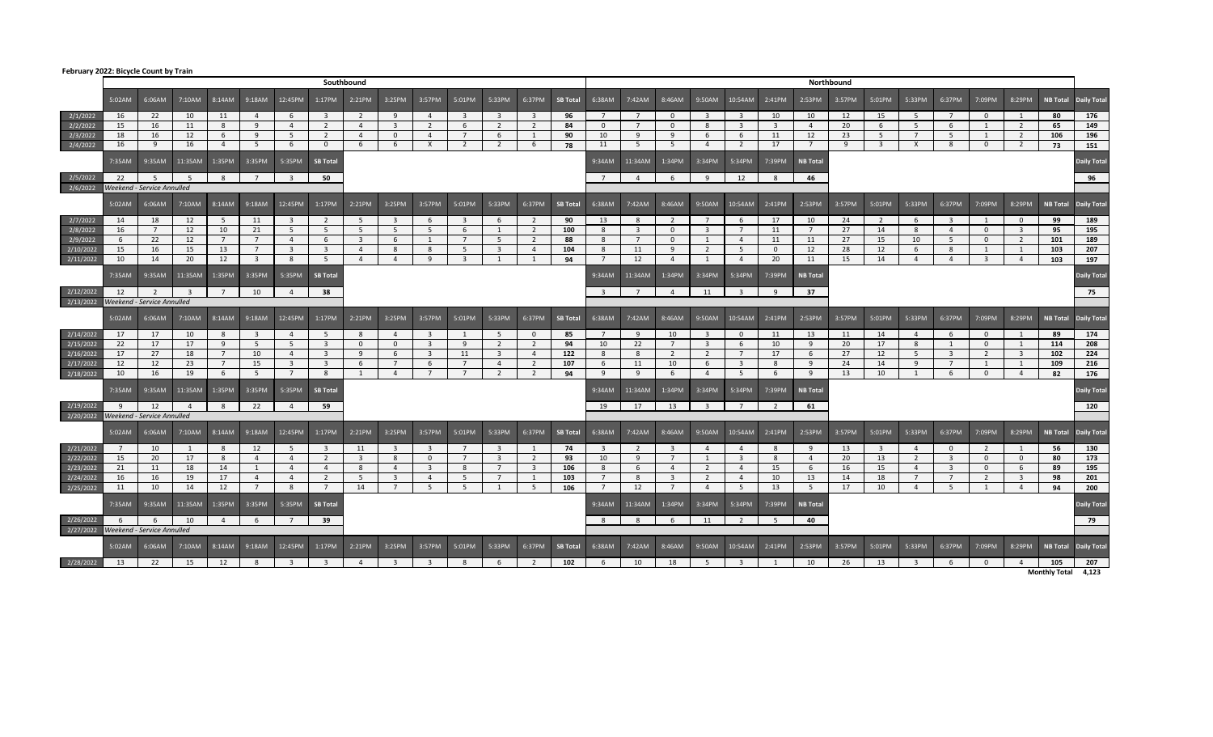# February 2022: Bicycle Count by Train

| Date | Southbound | | | | | | | | | | | | | | Northbound | | | | | | | | | | | | | | |
|---|---|---|---|---|---|---|---|---|---|---|---|---|---|---|---|---|---|---|---|---|---|---|---|---|---|---|---|---|---|
| | 5:02AM | 6:06AM | 7:10AM | 8:14AM | 9:18AM | 12:45PM | 1:17PM | 2:21PM | 3:25PM | 3:57PM | 5:01PM | 5:33PM | 6:37PM | SB Total | 6:38AM | 7:42AM | 8:46AM | 9:50AM | 10:54AM | 2:41PM | 2:53PM | 3:57PM | 5:01PM | 5:33PM | 6:37PM | 7:09PM | 8:29PM | NB Total | Daily Total |
| 2/1/2022 | 16 | 22 | 10 | 11 | 4 | 6 | 3 | 2 | 9 | 4 | 3 | 3 | 3 | 96 | 7 | 7 | 0 | 3 | 3 | 10 | 10 | 12 | 15 | 5 | 7 | 0 | 1 | 80 | 176 |
| 2/2/2022 | 15 | 16 | 11 | 8 | 9 | 4 | 2 | 4 | 3 | 2 | 6 | 2 | 2 | 84 | 0 | 7 | 0 | 8 | 3 | 3 | 4 | 20 | 6 | 5 | 6 | 1 | 2 | 65 | 149 |
| 2/3/2022 | 18 | 16 | 12 | 6 | 9 | 5 | 2 | 4 | 0 | 4 | 7 | 6 | 1 | 90 | 10 | 9 | 9 | 6 | 6 | 11 | 12 | 23 | 5 | 7 | 5 | 1 | 2 | 106 | 196 |
| 2/4/2022 | 16 | 9 | 16 | 4 | 5 | 6 | 0 | 6 | 6 | X | 2 | 2 | 6 | 78 | 11 | 5 | 5 | 4 | 2 | 17 | 7 | 9 | 3 | X | 8 | 0 | 2 | 73 | 151 |
| | 7:35AM | 9:35AM | 11:35AM | 1:35PM | 3:35PM | 5:35PM | SB Total | | | | | | | | 9:34AM | 11:34AM | 1:34PM | 3:34PM | 5:34PM | 7:39PM | NB Total | | | | | | | | Daily Total |
| 2/5/2022 | 22 | 5 | 5 | 8 | 7 | 3 | 50 | | | | | | | | 7 | 4 | 6 | 9 | 12 | 8 | 46 | | | | | | | | 96 |
| 2/6/2022 | Weekend - Service Annulled | | | | | | | | | | | | | | | | | | | | | | | | | | | | |
| | 5:02AM | 6:06AM | 7:10AM | 8:14AM | 9:18AM | 12:45PM | 1:17PM | 2:21PM | 3:25PM | 3:57PM | 5:01PM | 5:33PM | 6:37PM | SB Total | 6:38AM | 7:42AM | 8:46AM | 9:50AM | 10:54AM | 2:41PM | 2:53PM | 3:57PM | 5:01PM | 5:33PM | 6:37PM | 7:09PM | 8:29PM | NB Total | Daily Total |
| 2/7/2022 | 14 | 18 | 12 | 5 | 11 | 3 | 2 | 5 | 3 | 6 | 3 | 6 | 2 | 90 | 13 | 8 | 2 | 7 | 6 | 17 | 10 | 24 | 2 | 6 | 3 | 1 | 0 | 99 | 189 |
| 2/8/2022 | 16 | 7 | 12 | 10 | 21 | 5 | 5 | 5 | 5 | 5 | 6 | 1 | 2 | 100 | 8 | 3 | 0 | 3 | 7 | 11 | 7 | 27 | 14 | 8 | 4 | 0 | 3 | 95 | 195 |
| 2/9/2022 | 6 | 22 | 12 | 7 | 7 | 4 | 6 | 3 | 6 | 1 | 7 | 5 | 2 | 88 | 8 | 7 | 0 | 1 | 4 | 11 | 11 | 27 | 15 | 10 | 5 | 0 | 2 | 101 | 189 |
| 2/10/2022 | 15 | 16 | 15 | 13 | 7 | 3 | 3 | 4 | 8 | 8 | 5 | 3 | 4 | 104 | 8 | 11 | 9 | 2 | 5 | 0 | 12 | 28 | 12 | 6 | 8 | 1 | 1 | 103 | 207 |
| 2/11/2022 | 10 | 14 | 20 | 12 | 3 | 8 | 5 | 4 | 4 | 9 | 3 | 1 | 1 | 94 | 7 | 12 | 4 | 1 | 4 | 20 | 11 | 15 | 14 | 4 | 4 | 3 | 4 | 103 | 197 |
| | 7:35AM | 9:35AM | 11:35AM | 1:35PM | 3:35PM | 5:35PM | SB Total | | | | | | | | 9:34AM | 11:34AM | 1:34PM | 3:34PM | 5:34PM | 7:39PM | NB Total | | | | | | | | Daily Total |
| 2/12/2022 | 12 | 2 | 3 | 7 | 10 | 4 | 38 | | | | | | | | 3 | 7 | 4 | 11 | 3 | 9 | 37 | | | | | | | | 75 |
| 2/13/2022 | Weekend - Service Annulled | | | | | | | | | | | | | | | | | | | | | | | | | | | | |
| | 5:02AM | 6:06AM | 7:10AM | 8:14AM | 9:18AM | 12:45PM | 1:17PM | 2:21PM | 3:25PM | 3:57PM | 5:01PM | 5:33PM | 6:37PM | SB Total | 6:38AM | 7:42AM | 8:46AM | 9:50AM | 10:54AM | 2:41PM | 2:53PM | 3:57PM | 5:01PM | 5:33PM | 6:37PM | 7:09PM | 8:29PM | NB Total | Daily Total |
| 2/14/2022 | 17 | 17 | 10 | 8 | 3 | 4 | 5 | 8 | 4 | 3 | 1 | 5 | 0 | 85 | 7 | 9 | 10 | 3 | 0 | 11 | 13 | 11 | 14 | 4 | 6 | 0 | 1 | 89 | 174 |
| 2/15/2022 | 22 | 17 | 17 | 9 | 5 | 5 | 3 | 0 | 0 | 3 | 9 | 2 | 2 | 94 | 10 | 22 | 7 | 3 | 6 | 10 | 9 | 20 | 17 | 8 | 1 | 0 | 1 | 114 | 208 |
| 2/16/2022 | 17 | 27 | 18 | 7 | 10 | 4 | 3 | 9 | 6 | 3 | 11 | 3 | 4 | 122 | 8 | 8 | 2 | 2 | 7 | 17 | 6 | 27 | 12 | 5 | 3 | 2 | 3 | 102 | 224 |
| 2/17/2022 | 12 | 12 | 23 | 7 | 15 | 3 | 3 | 6 | 7 | 6 | 7 | 4 | 2 | 107 | 6 | 11 | 10 | 6 | 3 | 8 | 9 | 24 | 14 | 9 | 7 | 1 | 1 | 109 | 216 |
| 2/18/2022 | 10 | 16 | 19 | 6 | 5 | 7 | 8 | 1 | 4 | 7 | 7 | 2 | 2 | 94 | 9 | 9 | 6 | 4 | 5 | 6 | 9 | 13 | 10 | 1 | 6 | 0 | 4 | 82 | 176 |
| | 7:35AM | 9:35AM | 11:35AM | 1:35PM | 3:35PM | 5:35PM | SB Total | | | | | | | | 9:34AM | 11:34AM | 1:34PM | 3:34PM | 5:34PM | 7:39PM | NB Total | | | | | | | | Daily Total |
| 2/19/2022 | 9 | 12 | 4 | 8 | 22 | 4 | 59 | | | | | | | | 19 | 17 | 13 | 3 | 7 | 2 | 61 | | | | | | | | 120 |
| 2/20/2022 | Weekend - Service Annulled | | | | | | | | | | | | | | | | | | | | | | | | | | | | |
| | 5:02AM | 6:06AM | 7:10AM | 8:14AM | 9:18AM | 12:45PM | 1:17PM | 2:21PM | 3:25PM | 3:57PM | 5:01PM | 5:33PM | 6:37PM | SB Total | 6:38AM | 7:42AM | 8:46AM | 9:50AM | 10:54AM | 2:41PM | 2:53PM | 3:57PM | 5:01PM | 5:33PM | 6:37PM | 7:09PM | 8:29PM | NB Total | Daily Total |
| 2/21/2022 | 7 | 10 | 1 | 8 | 12 | 5 | 3 | 11 | 3 | 3 | 7 | 3 | 1 | 74 | 3 | 2 | 3 | 4 | 4 | 8 | 9 | 13 | 3 | 4 | 0 | 2 | 1 | 56 | 130 |
| 2/22/2022 | 15 | 20 | 17 | 8 | 4 | 4 | 2 | 3 | 8 | 0 | 7 | 3 | 2 | 93 | 10 | 9 | 7 | 1 | 3 | 8 | 4 | 20 | 13 | 2 | 3 | 0 | 0 | 80 | 173 |
| 2/23/2022 | 21 | 11 | 18 | 14 | 1 | 4 | 4 | 8 | 4 | 3 | 8 | 7 | 3 | 106 | 8 | 6 | 4 | 2 | 4 | 15 | 6 | 16 | 15 | 4 | 3 | 0 | 6 | 89 | 195 |
| 2/24/2022 | 16 | 16 | 19 | 17 | 4 | 4 | 2 | 5 | 3 | 4 | 5 | 7 | 1 | 103 | 7 | 8 | 3 | 2 | 4 | 10 | 13 | 14 | 18 | 7 | 7 | 2 | 3 | 98 | 201 |
| 2/25/2022 | 11 | 10 | 14 | 12 | 7 | 8 | 7 | 14 | 7 | 5 | 5 | 1 | 5 | 106 | 7 | 12 | 7 | 4 | 5 | 13 | 5 | 17 | 10 | 4 | 5 | 1 | 4 | 94 | 200 |
| | 7:35AM | 9:35AM | 11:35AM | 1:35PM | 3:35PM | 5:35PM | SB Total | | | | | | | | 9:34AM | 11:34AM | 1:34PM | 3:34PM | 5:34PM | 7:39PM | NB Total | | | | | | | | Daily Total |
| 2/26/2022 | 6 | 6 | 10 | 4 | 6 | 7 | 39 | | | | | | | | 8 | 8 | 6 | 11 | 2 | 5 | 40 | | | | | | | | 79 |
| 2/27/2022 | Weekend - Service Annulled | | | | | | | | | | | | | | | | | | | | | | | | | | | | |
| | 5:02AM | 6:06AM | 7:10AM | 8:14AM | 9:18AM | 12:45PM | 1:17PM | 2:21PM | 3:25PM | 3:57PM | 5:01PM | 5:33PM | 6:37PM | SB Total | 6:38AM | 7:42AM | 8:46AM | 9:50AM | 10:54AM | 2:41PM | 2:53PM | 3:57PM | 5:01PM | 5:33PM | 6:37PM | 7:09PM | 8:29PM | NB Total | Daily Total |
| 2/28/2022 | 13 | 22 | 15 | 12 | 8 | 3 | 3 | 4 | 3 | 3 | 8 | 6 | 2 | 102 | 6 | 10 | 18 | 5 | 3 | 1 | 10 | 26 | 13 | 3 | 6 | 0 | 4 | 105 | 207 |
| | | | | | | | | | | | | | | | | | | | | | | | | | | | | Monthly Total | 4,123 |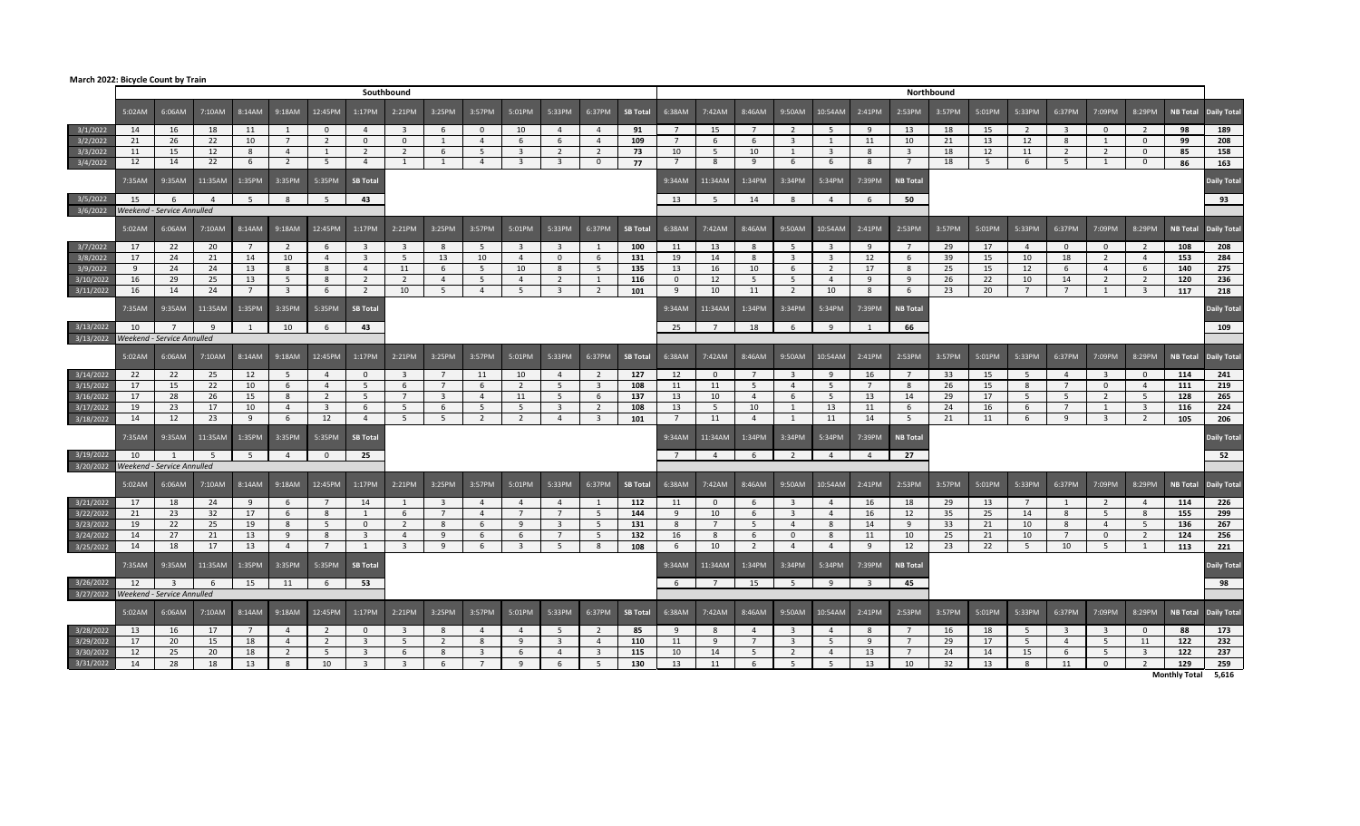# March 2022: Bicycle Count by Train

| | Southbound | | | | | | | | | | | | | | Northbound | | | | | | | | | | | | | | |
|---|---|---|---|---|---|---|---|---|---|---|---|---|---|---|---|---|---|---|---|---|---|---|---|---|---|---|---|---|---|
| | 5:02AM | 6:06AM | 7:10AM | 8:14AM | 9:18AM | 12:45PM | 1:17PM | 2:21PM | 3:25PM | 3:57PM | 5:01PM | 5:33PM | 6:37PM | SB Total | 6:38AM | 7:42AM | 8:46AM | 9:50AM | 10:54AM | 2:41PM | 2:53PM | 3:57PM | 5:01PM | 5:33PM | 6:37PM | 7:09PM | 8:29PM | NB Total | Daily Total |
| 3/1/2022 | 14 | 16 | 18 | 11 | 1 | 0 | 4 | 3 | 6 | 0 | 10 | 4 | 4 | 91 | 7 | 15 | 7 | 2 | 5 | 9 | 13 | 18 | 15 | 2 | 3 | 0 | 2 | 98 | 189 |
| 3/2/2022 | 21 | 26 | 22 | 10 | 7 | 2 | 0 | 0 | 1 | 4 | 6 | 6 | 4 | 109 | 7 | 6 | 6 | 3 | 1 | 11 | 10 | 21 | 13 | 12 | 8 | 1 | 0 | 99 | 208 |
| 3/3/2022 | 11 | 15 | 12 | 8 | 4 | 1 | 2 | 2 | 6 | 5 | 3 | 2 | 2 | 73 | 10 | 5 | 10 | 1 | 3 | 8 | 3 | 18 | 12 | 11 | 2 | 2 | 0 | 85 | 158 |
| 3/4/2022 | 12 | 14 | 22 | 6 | 2 | 5 | 4 | 1 | 1 | 4 | 3 | 3 | 0 | 77 | 7 | 8 | 9 | 6 | 6 | 8 | 7 | 18 | 5 | 6 | 5 | 1 | 0 | 86 | 163 |
| | 7:35AM | 9:35AM | 11:35AM | 1:35PM | 3:35PM | 5:35PM | SB Total | | | | | | | | 9:34AM | 11:34AM | 1:34PM | 3:34PM | 5:34PM | 7:39PM | NB Total | | | | | | | | Daily Total |
| 3/5/2022 | 15 | 6 | 4 | 5 | 8 | 5 | 43 | | | | | | | | 13 | 5 | 14 | 8 | 4 | 6 | 50 | | | | | | | | 93 |
| 3/6/2022 | Weekend - Service Annulled | | | | | | | | | | | | | | | | | | | | | | | | | | | | |
| | 5:02AM | 6:06AM | 7:10AM | 8:14AM | 9:18AM | 12:45PM | 1:17PM | 2:21PM | 3:25PM | 3:57PM | 5:01PM | 5:33PM | 6:37PM | SB Total | 6:38AM | 7:42AM | 8:46AM | 9:50AM | 10:54AM | 2:41PM | 2:53PM | 3:57PM | 5:01PM | 5:33PM | 6:37PM | 7:09PM | 8:29PM | NB Total | Daily Total |
| 3/7/2022 | 17 | 22 | 20 | 7 | 2 | 6 | 3 | 3 | 8 | 5 | 3 | 3 | 1 | 100 | 11 | 13 | 8 | 5 | 3 | 9 | 7 | 29 | 17 | 4 | 0 | 0 | 2 | 108 | 208 |
| 3/8/2022 | 17 | 24 | 21 | 14 | 10 | 4 | 3 | 5 | 13 | 10 | 4 | 0 | 6 | 131 | 19 | 14 | 8 | 3 | 3 | 12 | 6 | 39 | 15 | 10 | 18 | 2 | 4 | 153 | 284 |
| 3/9/2022 | 9 | 24 | 24 | 13 | 8 | 8 | 4 | 11 | 6 | 5 | 10 | 8 | 5 | 135 | 13 | 16 | 10 | 6 | 2 | 17 | 8 | 25 | 15 | 12 | 6 | 4 | 6 | 140 | 275 |
| 3/10/2022 | 16 | 29 | 25 | 13 | 5 | 8 | 2 | 2 | 4 | 5 | 4 | 2 | 1 | 116 | 0 | 12 | 5 | 5 | 4 | 9 | 9 | 26 | 22 | 10 | 14 | 2 | 2 | 120 | 236 |
| 3/11/2022 | 16 | 14 | 24 | 7 | 3 | 6 | 2 | 10 | 5 | 4 | 5 | 3 | 2 | 101 | 9 | 10 | 11 | 2 | 10 | 8 | 6 | 23 | 20 | 7 | 7 | 1 | 3 | 117 | 218 |
| | 7:35AM | 9:35AM | 11:35AM | 1:35PM | 3:35PM | 5:35PM | SB Total | | | | | | | | 9:34AM | 11:34AM | 1:34PM | 3:34PM | 5:34PM | 7:39PM | NB Total | | | | | | | | Daily Total |
| 3/13/2022 | 10 | 7 | 9 | 1 | 10 | 6 | 43 | | | | | | | | 25 | 7 | 18 | 6 | 9 | 1 | 66 | | | | | | | | 109 |
| 3/13/2022 | Weekend - Service Annulled | | | | | | | | | | | | | | | | | | | | | | | | | | | | |
| | 5:02AM | 6:06AM | 7:10AM | 8:14AM | 9:18AM | 12:45PM | 1:17PM | 2:21PM | 3:25PM | 3:57PM | 5:01PM | 5:33PM | 6:37PM | SB Total | 6:38AM | 7:42AM | 8:46AM | 9:50AM | 10:54AM | 2:41PM | 2:53PM | 3:57PM | 5:01PM | 5:33PM | 6:37PM | 7:09PM | 8:29PM | NB Total | Daily Total |
| 3/14/2022 | 22 | 22 | 25 | 12 | 5 | 4 | 0 | 3 | 7 | 11 | 10 | 4 | 2 | 127 | 12 | 0 | 7 | 3 | 9 | 16 | 7 | 33 | 15 | 5 | 4 | 3 | 0 | 114 | 241 |
| 3/15/2022 | 17 | 15 | 22 | 10 | 6 | 4 | 5 | 6 | 7 | 6 | 2 | 5 | 3 | 108 | 11 | 11 | 5 | 4 | 5 | 7 | 8 | 26 | 15 | 8 | 7 | 0 | 4 | 111 | 219 |
| 3/16/2022 | 17 | 28 | 26 | 15 | 8 | 2 | 5 | 7 | 3 | 4 | 11 | 5 | 6 | 137 | 13 | 10 | 4 | 6 | 5 | 13 | 14 | 29 | 17 | 5 | 5 | 2 | 5 | 128 | 265 |
| 3/17/2022 | 19 | 23 | 17 | 10 | 4 | 3 | 6 | 5 | 6 | 5 | 5 | 3 | 2 | 108 | 13 | 5 | 10 | 1 | 13 | 11 | 6 | 24 | 16 | 6 | 7 | 1 | 3 | 116 | 224 |
| 3/18/2022 | 14 | 12 | 23 | 9 | 6 | 12 | 4 | 5 | 5 | 2 | 2 | 4 | 3 | 101 | 7 | 11 | 4 | 1 | 11 | 14 | 5 | 21 | 11 | 6 | 9 | 3 | 2 | 105 | 206 |
| | 7:35AM | 9:35AM | 11:35AM | 1:35PM | 3:35PM | 5:35PM | SB Total | | | | | | | | 9:34AM | 11:34AM | 1:34PM | 3:34PM | 5:34PM | 7:39PM | NB Total | | | | | | | | Daily Total |
| 3/19/2022 | 10 | 1 | 5 | 5 | 4 | 0 | 25 | | | | | | | | 7 | 4 | 6 | 2 | 4 | 4 | 27 | | | | | | | | 52 |
| 3/20/2022 | Weekend - Service Annulled | | | | | | | | | | | | | | | | | | | | | | | | | | | | |
| | 5:02AM | 6:06AM | 7:10AM | 8:14AM | 9:18AM | 12:45PM | 1:17PM | 2:21PM | 3:25PM | 3:57PM | 5:01PM | 5:33PM | 6:37PM | SB Total | 6:38AM | 7:42AM | 8:46AM | 9:50AM | 10:54AM | 2:41PM | 2:53PM | 3:57PM | 5:01PM | 5:33PM | 6:37PM | 7:09PM | 8:29PM | NB Total | Daily Total |
| 3/21/2022 | 17 | 18 | 24 | 9 | 6 | 7 | 14 | 1 | 3 | 4 | 4 | 4 | 1 | 112 | 11 | 0 | 6 | 3 | 4 | 16 | 18 | 29 | 13 | 7 | 1 | 2 | 4 | 114 | 226 |
| 3/22/2022 | 21 | 23 | 32 | 17 | 6 | 8 | 1 | 6 | 7 | 4 | 7 | 7 | 5 | 144 | 9 | 10 | 6 | 3 | 4 | 16 | 12 | 35 | 25 | 14 | 8 | 5 | 8 | 155 | 299 |
| 3/23/2022 | 19 | 22 | 25 | 19 | 8 | 5 | 0 | 2 | 8 | 6 | 9 | 3 | 5 | 131 | 8 | 7 | 5 | 4 | 8 | 14 | 9 | 33 | 21 | 10 | 8 | 4 | 5 | 136 | 267 |
| 3/24/2022 | 14 | 27 | 21 | 13 | 9 | 8 | 3 | 4 | 9 | 6 | 6 | 7 | 5 | 132 | 16 | 8 | 6 | 0 | 8 | 11 | 10 | 25 | 21 | 10 | 7 | 0 | 2 | 124 | 256 |
| 3/25/2022 | 14 | 18 | 17 | 13 | 4 | 7 | 1 | 3 | 9 | 6 | 3 | 5 | 8 | 108 | 6 | 10 | 2 | 4 | 4 | 9 | 12 | 23 | 22 | 5 | 10 | 5 | 1 | 113 | 221 |
| | 7:35AM | 9:35AM | 11:35AM | 1:35PM | 3:35PM | 5:35PM | SB Total | | | | | | | | 9:34AM | 11:34AM | 1:34PM | 3:34PM | 5:34PM | 7:39PM | NB Total | | | | | | | | Daily Total |
| 3/26/2022 | 12 | 3 | 6 | 15 | 11 | 6 | 53 | | | | | | | | 6 | 7 | 15 | 5 | 9 | 3 | 45 | | | | | | | | 98 |
| 3/27/2022 | Weekend - Service Annulled | | | | | | | | | | | | | | | | | | | | | | | | | | | | |
| | 5:02AM | 6:06AM | 7:10AM | 8:14AM | 9:18AM | 12:45PM | 1:17PM | 2:21PM | 3:25PM | 3:57PM | 5:01PM | 5:33PM | 6:37PM | SB Total | 6:38AM | 7:42AM | 8:46AM | 9:50AM | 10:54AM | 2:41PM | 2:53PM | 3:57PM | 5:01PM | 5:33PM | 6:37PM | 7:09PM | 8:29PM | NB Total | Daily Total |
| 3/28/2022 | 13 | 16 | 17 | 7 | 4 | 2 | 0 | 3 | 8 | 4 | 4 | 5 | 2 | 85 | 9 | 8 | 4 | 3 | 4 | 8 | 7 | 16 | 18 | 5 | 3 | 3 | 0 | 88 | 173 |
| 3/29/2022 | 17 | 20 | 15 | 18 | 4 | 2 | 3 | 5 | 2 | 8 | 9 | 3 | 4 | 110 | 11 | 9 | 7 | 3 | 5 | 9 | 7 | 29 | 17 | 5 | 4 | 5 | 11 | 122 | 232 |
| 3/30/2022 | 12 | 25 | 20 | 18 | 2 | 5 | 3 | 6 | 8 | 3 | 6 | 4 | 3 | 115 | 10 | 14 | 5 | 2 | 4 | 13 | 7 | 24 | 14 | 15 | 6 | 5 | 3 | 122 | 237 |
| 3/31/2022 | 14 | 28 | 18 | 13 | 8 | 10 | 3 | 3 | 6 | 7 | 9 | 6 | 5 | 130 | 13 | 11 | 6 | 5 | 5 | 13 | 10 | 32 | 13 | 8 | 11 | 0 | 2 | 129 | 259 |

**Monthly Total 5,616**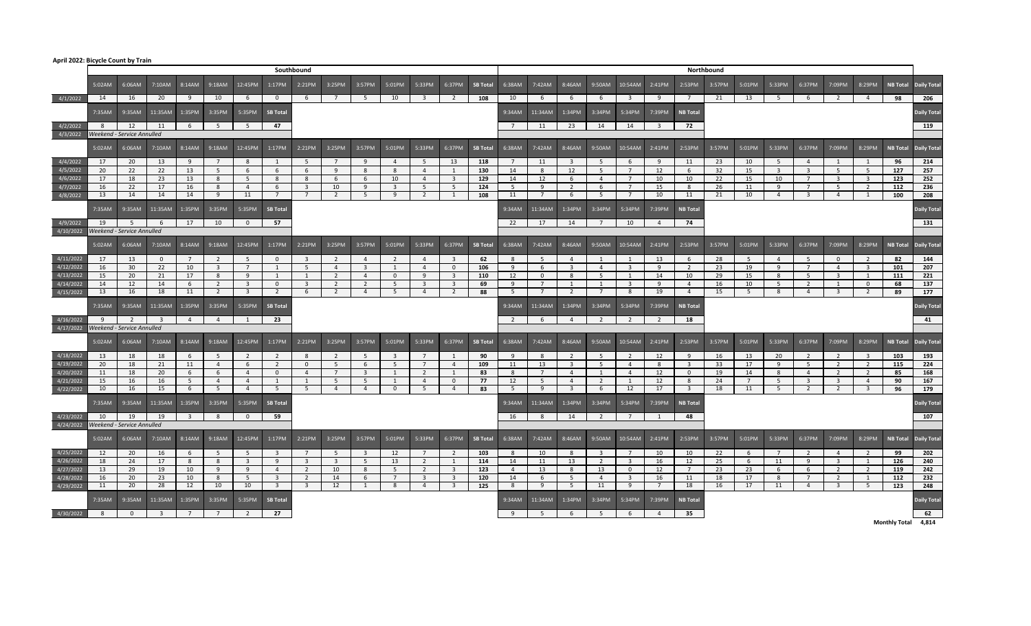# April 2022: Bicycle Count by Train

## Weekday

| Date | 5:02AM | 6:06AM | 7:10AM | 8:14AM | 9:18AM | 12:45PM | 1:17PM | 2:21PM | 3:25PM | 3:57PM | 5:01PM | 5:33PM | 6:37PM | SB Total | 6:38AM | 7:42AM | 8:46AM | 9:50AM | 10:54AM | 2:41PM | 2:53PM | 3:57PM | 5:01PM | 5:33PM | 6:37PM | 7:09PM | 8:29PM | NB Total | Daily Total |
|---|---|---|---|---|---|---|---|---|---|---|---|---|---|---|---|---|---|---|---|---|---|---|---|---|---|---|---|---|---|
| | Southbound | | | | | | | | | | | | | | Northbound | | | | | | | | | | | | | | |
| 4/1/2022 | 14 | 16 | 20 | 9 | 10 | 6 | 0 | 6 | 7 | 5 | 10 | 3 | 2 | 108 | 10 | 6 | 6 | 6 | 3 | 9 | 7 | 21 | 13 | 5 | 6 | 2 | 4 | 98 | 206 |
| 4/4/2022 | 17 | 20 | 13 | 9 | 7 | 8 | 1 | 5 | 7 | 9 | 4 | 5 | 13 | 118 | 7 | 11 | 3 | 5 | 6 | 9 | 11 | 23 | 10 | 5 | 4 | 1 | 1 | 96 | 214 |
| 4/5/2022 | 20 | 22 | 22 | 13 | 5 | 6 | 6 | 6 | 9 | 8 | 8 | 4 | 1 | 130 | 14 | 8 | 12 | 5 | 7 | 12 | 6 | 32 | 15 | 3 | 3 | 5 | 5 | 127 | 257 |
| 4/6/2022 | 17 | 18 | 23 | 13 | 8 | 5 | 8 | 8 | 6 | 6 | 10 | 4 | 3 | 129 | 14 | 12 | 6 | 4 | 7 | 10 | 10 | 22 | 15 | 10 | 7 | 3 | 3 | 123 | 252 |
| 4/7/2022 | 16 | 22 | 17 | 16 | 8 | 4 | 6 | 3 | 10 | 9 | 3 | 5 | 5 | 124 | 5 | 9 | 2 | 6 | 7 | 15 | 8 | 26 | 11 | 9 | 7 | 5 | 2 | 112 | 236 |
| 4/8/2022 | 13 | 14 | 14 | 14 | 9 | 11 | 7 | 7 | 2 | 5 | 9 | 2 | 1 | 108 | 11 | 7 | 6 | 5 | 7 | 10 | 11 | 21 | 10 | 4 | 3 | 4 | 1 | 100 | 208 |
| 4/11/2022 | 17 | 13 | 0 | 7 | 2 | 5 | 0 | 3 | 2 | 4 | 2 | 4 | 3 | 62 | 8 | 5 | 4 | 1 | 1 | 13 | 6 | 28 | 5 | 4 | 5 | 0 | 2 | 82 | 144 |
| 4/12/2022 | 16 | 30 | 22 | 10 | 3 | 7 | 1 | 5 | 4 | 3 | 1 | 4 | 0 | 106 | 9 | 6 | 3 | 4 | 3 | 9 | 2 | 23 | 19 | 9 | 7 | 4 | 3 | 101 | 207 |
| 4/13/2022 | 15 | 20 | 21 | 17 | 8 | 9 | 1 | 1 | 2 | 4 | 0 | 9 | 3 | 110 | 12 | 0 | 8 | 5 | 1 | 14 | 10 | 29 | 15 | 8 | 5 | 3 | 1 | 111 | 221 |
| 4/14/2022 | 14 | 12 | 14 | 6 | 2 | 3 | 0 | 3 | 2 | 2 | 5 | 3 | 3 | 69 | 9 | 7 | 1 | 1 | 3 | 9 | 4 | 16 | 10 | 5 | 2 | 1 | 0 | 68 | 137 |
| 4/15/2022 | 13 | 16 | 18 | 11 | 2 | 3 | 2 | 6 | 2 | 4 | 5 | 4 | 2 | 88 | 5 | 7 | 2 | 7 | 8 | 19 | 4 | 15 | 5 | 8 | 4 | 3 | 2 | 89 | 177 |
| 4/18/2022 | 13 | 18 | 18 | 6 | 5 | 2 | 2 | 8 | 2 | 5 | 3 | 7 | 1 | 90 | 9 | 8 | 2 | 5 | 2 | 12 | 9 | 16 | 13 | 20 | 2 | 2 | 3 | 103 | 193 |
| 4/19/2022 | 20 | 18 | 21 | 11 | 4 | 6 | 2 | 0 | 5 | 6 | 5 | 7 | 4 | 109 | 11 | 13 | 3 | 5 | 4 | 8 | 3 | 33 | 17 | 9 | 5 | 2 | 2 | 115 | 224 |
| 4/20/2022 | 11 | 18 | 20 | 6 | 6 | 4 | 0 | 4 | 7 | 3 | 1 | 2 | 1 | 83 | 8 | 7 | 4 | 1 | 4 | 12 | 0 | 19 | 14 | 8 | 4 | 2 | 2 | 85 | 168 |
| 4/21/2022 | 15 | 16 | 16 | 5 | 4 | 4 | 1 | 1 | 5 | 5 | 1 | 4 | 0 | 77 | 12 | 5 | 4 | 2 | 1 | 12 | 8 | 24 | 7 | 5 | 3 | 3 | 4 | 90 | 167 |
| 4/22/2022 | 10 | 16 | 15 | 6 | 5 | 4 | 5 | 5 | 4 | 4 | 0 | 5 | 4 | 83 | 5 | 9 | 3 | 6 | 12 | 17 | 3 | 18 | 11 | 5 | 2 | 2 | 3 | 96 | 179 |
| 4/25/2022 | 12 | 20 | 16 | 6 | 5 | 5 | 3 | 7 | 5 | 3 | 12 | 7 | 2 | 103 | 8 | 10 | 8 | 3 | 7 | 10 | 10 | 22 | 6 | 7 | 2 | 4 | 2 | 99 | 202 |
| 4/26/2022 | 18 | 24 | 17 | 8 | 8 | 3 | 9 | 3 | 3 | 5 | 13 | 2 | 1 | 114 | 14 | 11 | 13 | 2 | 3 | 16 | 12 | 25 | 6 | 11 | 9 | 3 | 1 | 126 | 240 |
| 4/27/2022 | 13 | 29 | 19 | 10 | 9 | 9 | 4 | 2 | 10 | 8 | 5 | 2 | 3 | 123 | 4 | 13 | 8 | 13 | 0 | 12 | 7 | 23 | 23 | 6 | 6 | 2 | 2 | 119 | 242 |
| 4/28/2022 | 16 | 20 | 23 | 10 | 8 | 5 | 3 | 2 | 14 | 6 | 7 | 3 | 3 | 120 | 14 | 6 | 5 | 4 | 3 | 16 | 11 | 18 | 17 | 8 | 7 | 2 | 1 | 112 | 232 |
| 4/29/2022 | 11 | 20 | 28 | 12 | 10 | 10 | 3 | 3 | 12 | 1 | 8 | 4 | 3 | 125 | 8 | 9 | 5 | 11 | 9 | 7 | 18 | 16 | 17 | 11 | 4 | 3 | 5 | 123 | 248 |

## Weekend

| Date | 7:35AM | 9:35AM | 11:35AM | 1:35PM | 3:35PM | 5:35PM | SB Total | 9:34AM | 11:34AM | 1:34PM | 3:34PM | 5:34PM | 7:39PM | NB Total | Daily Total |
|---|---|---|---|---|---|---|---|---|---|---|---|---|---|---|---|
| 4/2/2022 | 8 | 12 | 11 | 6 | 5 | 5 | 47 | 7 | 11 | 23 | 14 | 14 | 3 | 72 | 119 |
| 4/3/2022 | Weekend - Service Annulled | | | | | | | | | | | | | | |
| 4/9/2022 | 19 | 5 | 6 | 17 | 10 | 0 | 57 | 22 | 17 | 14 | 7 | 10 | 4 | 74 | 131 |
| 4/10/2022 | Weekend - Service Annulled | | | | | | | | | | | | | | |
| 4/16/2022 | 9 | 2 | 3 | 4 | 4 | 1 | 23 | 2 | 6 | 4 | 2 | 2 | 2 | 18 | 41 |
| 4/17/2022 | Weekend - Service Annulled | | | | | | | | | | | | | | |
| 4/23/2022 | 10 | 19 | 19 | 3 | 8 | 0 | 59 | 16 | 8 | 14 | 2 | 7 | 1 | 48 | 107 |
| 4/24/2022 | Weekend - Service Annulled | | | | | | | | | | | | | | |
| 4/30/2022 | 8 | 0 | 3 | 7 | 7 | 2 | 27 | 9 | 5 | 6 | 5 | 6 | 4 | 35 | 62 |

**Monthly Total 4,814**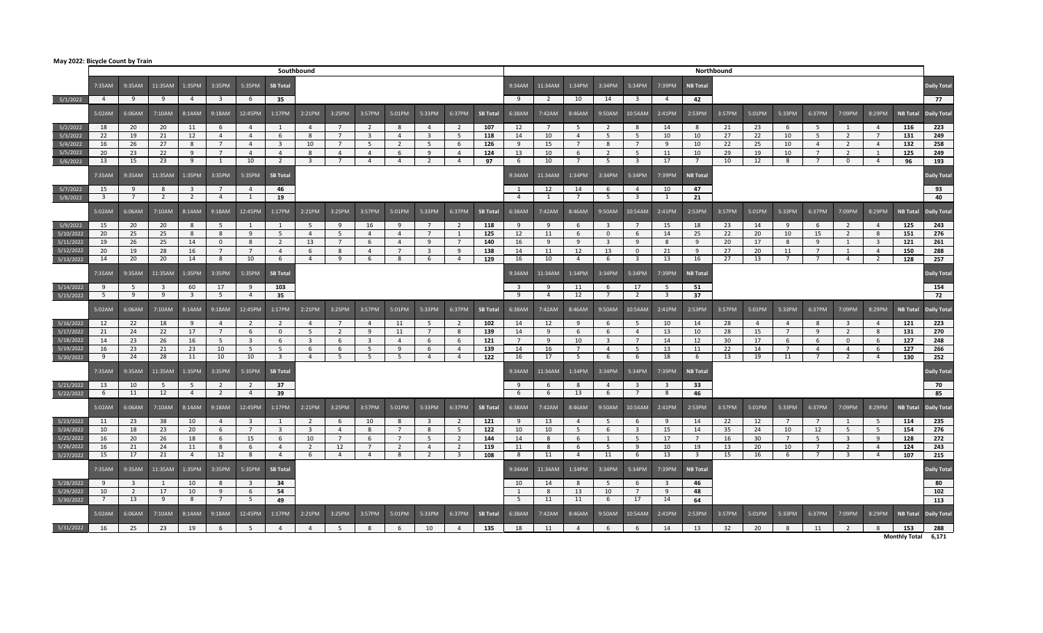# May 2022: Bicycle Count by Train

| | Southbound | | | | | | | | | | | | | | Northbound | | | | | | | | | | | | | | |
|---|---|---|---|---|---|---|---|---|---|---|---|---|---|---|---|---|---|---|---|---|---|---|---|---|---|---|---|---|---|
| | 7:35AM | 9:35AM | 11:35AM | 1:35PM | 3:35PM | 5:35PM | SB Total | | | | | | | | 9:34AM | 11:34AM | 1:34PM | 3:34PM | 5:34PM | 7:39PM | NB Total | | | | | | | | Daily Total |
| 5/1/2022 | 4 | 9 | 9 | 4 | 3 | 6 | 35 | | | | | | | | 9 | 2 | 10 | 14 | 3 | 4 | 42 | | | | | | | | 77 |
| | 5:02AM | 6:06AM | 7:10AM | 8:14AM | 9:18AM | 12:45PM | 1:17PM | 2:21PM | 3:25PM | 3:57PM | 5:01PM | 5:33PM | 6:37PM | SB Total | 6:38AM | 7:42AM | 8:46AM | 9:50AM | 10:54AM | 2:41PM | 2:53PM | 3:57PM | 5:01PM | 5:33PM | 6:37PM | 7:09PM | 8:29PM | NB Total | Daily Total |
| 5/2/2022 | 18 | 20 | 20 | 11 | 6 | 4 | 1 | 4 | 7 | 2 | 8 | 4 | 2 | 107 | 12 | 7 | 5 | 2 | 8 | 14 | 8 | 21 | 23 | 6 | 5 | 1 | 4 | 116 | 223 |
| 5/3/2022 | 22 | 19 | 21 | 12 | 4 | 4 | 6 | 8 | 7 | 3 | 4 | 3 | 5 | 118 | 14 | 10 | 4 | 5 | 5 | 10 | 10 | 27 | 22 | 10 | 5 | 2 | 7 | 131 | 249 |
| 5/4/2022 | 16 | 26 | 27 | 8 | 7 | 4 | 3 | 10 | 7 | 5 | 2 | 5 | 6 | 126 | 9 | 15 | 7 | 8 | 7 | 9 | 10 | 22 | 25 | 10 | 4 | 2 | 4 | 132 | 258 |
| 5/5/2022 | 20 | 23 | 22 | 9 | 7 | 4 | 4 | 8 | 4 | 4 | 6 | 9 | 4 | 124 | 13 | 10 | 6 | 2 | 5 | 11 | 10 | 29 | 19 | 10 | 7 | 2 | 1 | 125 | 249 |
| 5/6/2022 | 13 | 15 | 23 | 9 | 1 | 10 | 2 | 3 | 7 | 4 | 4 | 2 | 4 | 97 | 6 | 10 | 7 | 5 | 3 | 17 | 7 | 10 | 12 | 8 | 7 | 0 | 4 | 96 | 193 |
| | 7:35AM | 9:35AM | 11:35AM | 1:35PM | 3:35PM | 5:35PM | SB Total | | | | | | | | 9:34AM | 11:34AM | 1:34PM | 3:34PM | 5:34PM | 7:39PM | NB Total | | | | | | | | Daily Total |
| 5/7/2022 | 15 | 9 | 8 | 3 | 7 | 4 | 46 | | | | | | | | 1 | 12 | 14 | 6 | 4 | 10 | 47 | | | | | | | | 93 |
| 5/8/2022 | 3 | 7 | 2 | 2 | 4 | 1 | 19 | | | | | | | | 4 | 1 | 7 | 5 | 3 | 1 | 21 | | | | | | | | 40 |
| | 5:02AM | 6:06AM | 7:10AM | 8:14AM | 9:18AM | 12:45PM | 1:17PM | 2:21PM | 3:25PM | 3:57PM | 5:01PM | 5:33PM | 6:37PM | SB Total | 6:38AM | 7:42AM | 8:46AM | 9:50AM | 10:54AM | 2:41PM | 2:53PM | 3:57PM | 5:01PM | 5:33PM | 6:37PM | 7:09PM | 8:29PM | NB Total | Daily Total |
| 5/9/2022 | 15 | 20 | 20 | 8 | 5 | 1 | 1 | 5 | 9 | 16 | 9 | 7 | 2 | 118 | 9 | 9 | 6 | 3 | 7 | 15 | 18 | 23 | 14 | 9 | 6 | 2 | 4 | 125 | 243 |
| 5/10/2022 | 20 | 25 | 25 | 8 | 8 | 9 | 5 | 4 | 5 | 4 | 4 | 7 | 1 | 125 | 12 | 11 | 6 | 0 | 6 | 14 | 25 | 22 | 20 | 10 | 15 | 2 | 8 | 151 | 276 |
| 5/11/2022 | 19 | 26 | 25 | 14 | 0 | 8 | 2 | 13 | 7 | 6 | 4 | 9 | 7 | 140 | 16 | 9 | 9 | 3 | 9 | 8 | 9 | 20 | 17 | 8 | 9 | 1 | 3 | 121 | 261 |
| 5/12/2022 | 20 | 19 | 28 | 16 | 7 | 7 | 4 | 6 | 8 | 4 | 7 | 3 | 9 | 138 | 14 | 11 | 12 | 13 | 0 | 21 | 9 | 27 | 20 | 11 | 7 | 1 | 4 | 150 | 288 |
| 5/13/2022 | 14 | 20 | 20 | 14 | 8 | 10 | 6 | 4 | 9 | 6 | 8 | 6 | 4 | 129 | 16 | 10 | 4 | 6 | 3 | 13 | 16 | 27 | 13 | 7 | 7 | 4 | 2 | 128 | 257 |
| | 7:35AM | 9:35AM | 11:35AM | 1:35PM | 3:35PM | 5:35PM | SB Total | | | | | | | | 9:34AM | 11:34AM | 1:34PM | 3:34PM | 5:34PM | 7:39PM | NB Total | | | | | | | | Daily Total |
| 5/14/2022 | 9 | 5 | 3 | 60 | 17 | 9 | 103 | | | | | | | | 3 | 9 | 11 | 6 | 17 | 5 | 51 | | | | | | | | 154 |
| 5/15/2022 | 5 | 9 | 9 | 3 | 5 | 4 | 35 | | | | | | | | 9 | 4 | 12 | 7 | 2 | 3 | 37 | | | | | | | | 72 |
| | 5:02AM | 6:06AM | 7:10AM | 8:14AM | 9:18AM | 12:45PM | 1:17PM | 2:21PM | 3:25PM | 3:57PM | 5:01PM | 5:33PM | 6:37PM | SB Total | 6:38AM | 7:42AM | 8:46AM | 9:50AM | 10:54AM | 2:41PM | 2:53PM | 3:57PM | 5:01PM | 5:33PM | 6:37PM | 7:09PM | 8:29PM | NB Total | Daily Total |
| 5/16/2022 | 12 | 22 | 18 | 9 | 4 | 2 | 2 | 4 | 7 | 4 | 11 | 5 | 2 | 102 | 14 | 12 | 9 | 6 | 5 | 10 | 14 | 28 | 4 | 4 | 8 | 3 | 4 | 121 | 223 |
| 5/17/2022 | 21 | 24 | 22 | 17 | 7 | 6 | 0 | 5 | 2 | 9 | 11 | 7 | 8 | 139 | 14 | 9 | 6 | 6 | 4 | 13 | 10 | 28 | 15 | 7 | 9 | 2 | 8 | 131 | 270 |
| 5/18/2022 | 14 | 23 | 26 | 16 | 5 | 3 | 6 | 3 | 6 | 3 | 4 | 6 | 6 | 121 | 7 | 9 | 10 | 3 | 7 | 14 | 12 | 30 | 17 | 6 | 6 | 0 | 6 | 127 | 248 |
| 5/19/2022 | 16 | 23 | 21 | 23 | 10 | 5 | 5 | 6 | 6 | 5 | 9 | 6 | 4 | 139 | 14 | 16 | 7 | 4 | 5 | 13 | 11 | 22 | 14 | 7 | 4 | 4 | 6 | 127 | 266 |
| 5/20/2022 | 9 | 24 | 28 | 11 | 10 | 10 | 3 | 4 | 5 | 5 | 5 | 4 | 4 | 122 | 16 | 17 | 5 | 6 | 6 | 18 | 6 | 13 | 19 | 11 | 7 | 2 | 4 | 130 | 252 |
| | 7:35AM | 9:35AM | 11:35AM | 1:35PM | 3:35PM | 5:35PM | SB Total | | | | | | | | 9:34AM | 11:34AM | 1:34PM | 3:34PM | 5:34PM | 7:39PM | NB Total | | | | | | | | Daily Total |
| 5/21/2022 | 13 | 10 | 5 | 5 | 2 | 2 | 37 | | | | | | | | 9 | 6 | 8 | 4 | 3 | 3 | 33 | | | | | | | | 70 |
| 5/22/2022 | 6 | 11 | 12 | 4 | 2 | 4 | 39 | | | | | | | | 6 | 6 | 13 | 6 | 7 | 8 | 46 | | | | | | | | 85 |
| | 5:02AM | 6:06AM | 7:10AM | 8:14AM | 9:18AM | 12:45PM | 1:17PM | 2:21PM | 3:25PM | 3:57PM | 5:01PM | 5:33PM | 6:37PM | SB Total | 6:38AM | 7:42AM | 8:46AM | 9:50AM | 10:54AM | 2:41PM | 2:53PM | 3:57PM | 5:01PM | 5:33PM | 6:37PM | 7:09PM | 8:29PM | NB Total | Daily Total |
| 5/23/2022 | 11 | 23 | 38 | 10 | 4 | 3 | 1 | 2 | 6 | 10 | 8 | 3 | 2 | 121 | 9 | 13 | 4 | 5 | 6 | 9 | 14 | 22 | 12 | 7 | 7 | 1 | 5 | 114 | 235 |
| 5/24/2022 | 10 | 18 | 23 | 20 | 6 | 7 | 3 | 3 | 4 | 8 | 7 | 8 | 5 | 122 | 10 | 10 | 5 | 6 | 3 | 15 | 14 | 35 | 24 | 10 | 12 | 5 | 5 | 154 | 276 |
| 5/25/2022 | 16 | 20 | 26 | 18 | 6 | 15 | 6 | 10 | 7 | 6 | 7 | 5 | 2 | 144 | 14 | 8 | 6 | 1 | 5 | 17 | 7 | 16 | 30 | 7 | 5 | 3 | 9 | 128 | 272 |
| 5/26/2022 | 16 | 21 | 24 | 11 | 8 | 6 | 4 | 2 | 12 | 7 | 2 | 4 | 2 | 119 | 11 | 8 | 6 | 5 | 9 | 10 | 19 | 13 | 20 | 10 | 7 | 2 | 4 | 124 | 243 |
| 5/27/2022 | 15 | 17 | 21 | 4 | 12 | 8 | 4 | 6 | 4 | 4 | 8 | 2 | 3 | 108 | 8 | 11 | 4 | 11 | 6 | 13 | 3 | 15 | 16 | 6 | 7 | 3 | 4 | 107 | 215 |
| | 7:35AM | 9:35AM | 11:35AM | 1:35PM | 3:35PM | 5:35PM | SB Total | | | | | | | | 9:34AM | 11:34AM | 1:34PM | 3:34PM | 5:34PM | 7:39PM | NB Total | | | | | | | | Daily Total |
| 5/28/2022 | 9 | 3 | 1 | 10 | 8 | 3 | 34 | | | | | | | | 10 | 14 | 8 | 5 | 6 | 3 | 46 | | | | | | | | 80 |
| 5/29/2022 | 10 | 2 | 17 | 10 | 9 | 6 | 54 | | | | | | | | 1 | 8 | 13 | 10 | 7 | 9 | 48 | | | | | | | | 102 |
| 5/30/2022 | 7 | 13 | 9 | 8 | 7 | 5 | 49 | | | | | | | | 5 | 11 | 11 | 6 | 17 | 14 | 64 | | | | | | | | 113 |
| | 5:02AM | 6:06AM | 7:10AM | 8:14AM | 9:18AM | 12:45PM | 1:17PM | 2:21PM | 3:25PM | 3:57PM | 5:01PM | 5:33PM | 6:37PM | SB Total | 6:38AM | 7:42AM | 8:46AM | 9:50AM | 10:54AM | 2:41PM | 2:53PM | 3:57PM | 5:01PM | 5:33PM | 6:37PM | 7:09PM | 8:29PM | NB Total | Daily Total |
| 5/31/2022 | 16 | 25 | 23 | 19 | 6 | 5 | 4 | 4 | 5 | 8 | 6 | 10 | 4 | 135 | 18 | 11 | 4 | 6 | 6 | 14 | 13 | 32 | 20 | 8 | 11 | 2 | 8 | 153 | 288 |
| | | | | | | | | | | | | | | | | | | | | | | | | | | | | Monthly Total | 6,171 |